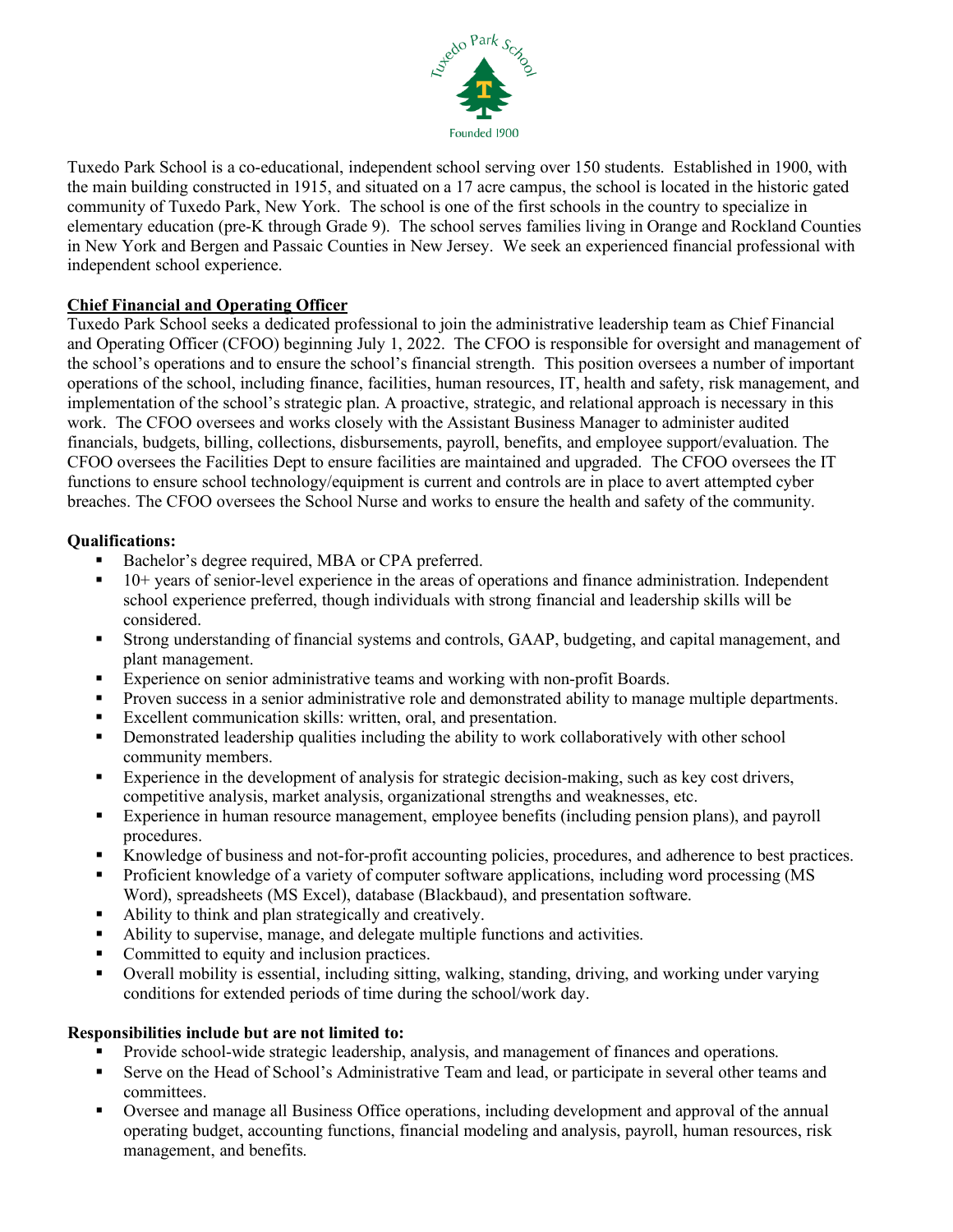Tuxedo Park School

Founded 1900

Tuxedo Park School is a co-educational, independent school serving over 150 students. Established in 1900, with the main building constructed in 1915, and situated on a 17 acre campus, the school is located in the historic gated community of Tuxedo Park, New York. The school is one of the first schools in the country to specialize in elementary education (pre-K through Grade 9). The school serves families living in Orange and Rockland Counties in New York and Bergen and Passaic Counties in New Jersey. We seek an experienced financial professional with independent school experience.

## Chief Financial and Operating Officer

Tuxedo Park School seeks a dedicated professional to join the administrative leadership team as Chief Financial and Operating Officer (CFOO) beginning July 1, 2022. The CFOO is responsible for oversight and management of the school's operations and to ensure the school's financial strength. This position oversees a number of important operations of the school, including finance, facilities, human resources, IT, health and safety, risk management, and implementation of the school's strategic plan. A proactive, strategic, and relational approach is necessary in this work. The CFOO oversees and works closely with the Assistant Business Manager to administer audited financials, budgets, billing, collections, disbursements, payroll, benefits, and employee support/evaluation. The CFOO oversees the Facilities Dept to ensure facilities are maintained and upgraded. The CFOO oversees the IT functions to ensure school technology/equipment is current and controls are in place to avert attempted cyber breaches. The CFOO oversees the School Nurse and works to ensure the health and safety of the community.

**Qualifications:**

- Bachelor's degree required, MBA or CPA preferred.
- 10+ years of senior-level experience in the areas of operations and finance administration. Independent school experience preferred, though individuals with strong financial and leadership skills will be considered.
- Strong understanding of financial systems and controls, GAAP, budgeting, and capital management, and plant management.
- Experience on senior administrative teams and working with non-profit Boards.
- Proven success in a senior administrative role and demonstrated ability to manage multiple departments.
- Excellent communication skills: written, oral, and presentation.
- Demonstrated leadership qualities including the ability to work collaboratively with other school community members.
- Experience in the development of analysis for strategic decision-making, such as key cost drivers, competitive analysis, market analysis, organizational strengths and weaknesses, etc.
- Experience in human resource management, employee benefits (including pension plans), and payroll procedures.
- Knowledge of business and not-for-profit accounting policies, procedures, and adherence to best practices.
- Proficient knowledge of a variety of computer software applications, including word processing (MS Word), spreadsheets (MS Excel), database (Blackbaud), and presentation software.
- Ability to think and plan strategically and creatively.
- Ability to supervise, manage, and delegate multiple functions and activities.
- Committed to equity and inclusion practices.
- Overall mobility is essential, including sitting, walking, standing, driving, and working under varying conditions for extended periods of time during the school/work day.

**Responsibilities include but are not limited to:**

- Provide school-wide strategic leadership, analysis, and management of finances and operations.
- Serve on the Head of School's Administrative Team and lead, or participate in several other teams and committees.
- Oversee and manage all Business Office operations, including development and approval of the annual operating budget, accounting functions, financial modeling and analysis, payroll, human resources, risk management, and benefits.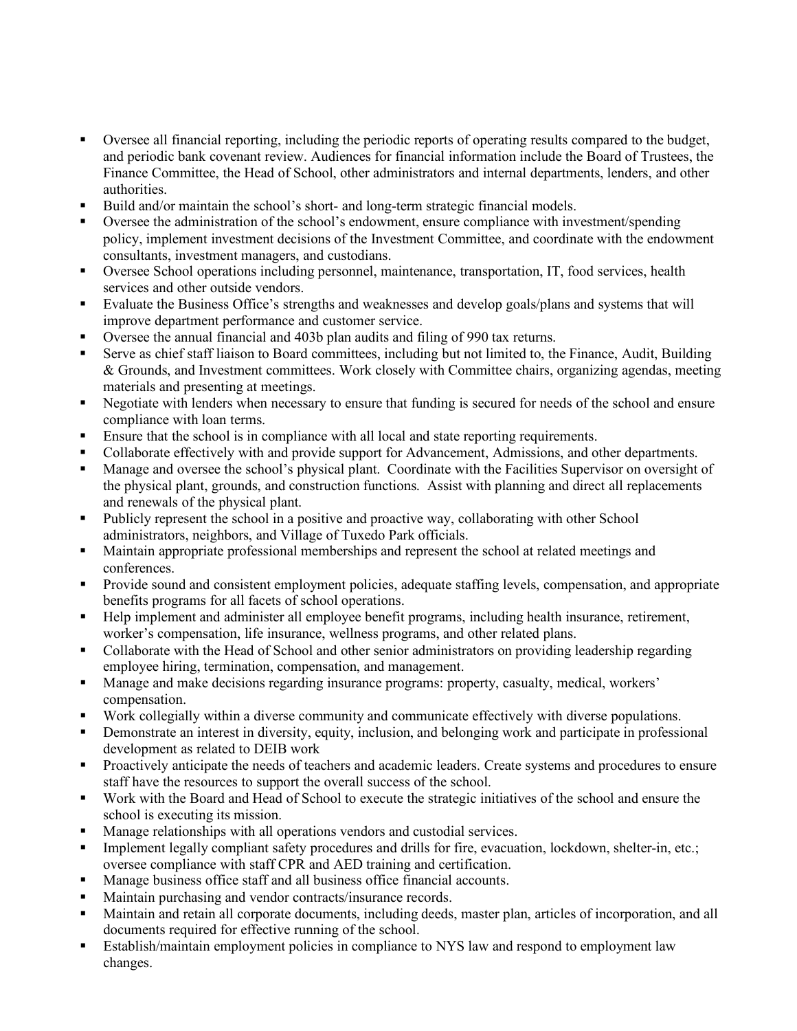- Oversee all financial reporting, including the periodic reports of operating results compared to the budget, and periodic bank covenant review. Audiences for financial information include the Board of Trustees, the Finance Committee, the Head of School, other administrators and internal departments, lenders, and other authorities.
- Build and/or maintain the school's short- and long-term strategic financial models.
- Oversee the administration of the school's endowment, ensure compliance with investment/spending policy, implement investment decisions of the Investment Committee, and coordinate with the endowment consultants, investment managers, and custodians.
- Oversee School operations including personnel, maintenance, transportation, IT, food services, health services and other outside vendors.
- Evaluate the Business Office's strengths and weaknesses and develop goals/plans and systems that will improve department performance and customer service.
- Oversee the annual financial and 403b plan audits and filing of 990 tax returns.
- Serve as chief staff liaison to Board committees, including but not limited to, the Finance, Audit, Building & Grounds, and Investment committees. Work closely with Committee chairs, organizing agendas, meeting materials and presenting at meetings.
- Negotiate with lenders when necessary to ensure that funding is secured for needs of the school and ensure compliance with loan terms.
- Ensure that the school is in compliance with all local and state reporting requirements.
- Collaborate effectively with and provide support for Advancement, Admissions, and other departments.
- Manage and oversee the school's physical plant. Coordinate with the Facilities Supervisor on oversight of the physical plant, grounds, and construction functions. Assist with planning and direct all replacements and renewals of the physical plant.
- Publicly represent the school in a positive and proactive way, collaborating with other School administrators, neighbors, and Village of Tuxedo Park officials.
- Maintain appropriate professional memberships and represent the school at related meetings and conferences.
- Provide sound and consistent employment policies, adequate staffing levels, compensation, and appropriate benefits programs for all facets of school operations.
- Help implement and administer all employee benefit programs, including health insurance, retirement, worker's compensation, life insurance, wellness programs, and other related plans.
- Collaborate with the Head of School and other senior administrators on providing leadership regarding employee hiring, termination, compensation, and management.
- Manage and make decisions regarding insurance programs: property, casualty, medical, workers' compensation.
- Work collegially within a diverse community and communicate effectively with diverse populations.
- Demonstrate an interest in diversity, equity, inclusion, and belonging work and participate in professional development as related to DEIB work
- Proactively anticipate the needs of teachers and academic leaders. Create systems and procedures to ensure staff have the resources to support the overall success of the school.
- Work with the Board and Head of School to execute the strategic initiatives of the school and ensure the school is executing its mission.
- Manage relationships with all operations vendors and custodial services.
- Implement legally compliant safety procedures and drills for fire, evacuation, lockdown, shelter-in, etc.; oversee compliance with staff CPR and AED training and certification.
- Manage business office staff and all business office financial accounts.
- Maintain purchasing and vendor contracts/insurance records.
- Maintain and retain all corporate documents, including deeds, master plan, articles of incorporation, and all documents required for effective running of the school.
- Establish/maintain employment policies in compliance to NYS law and respond to employment law changes.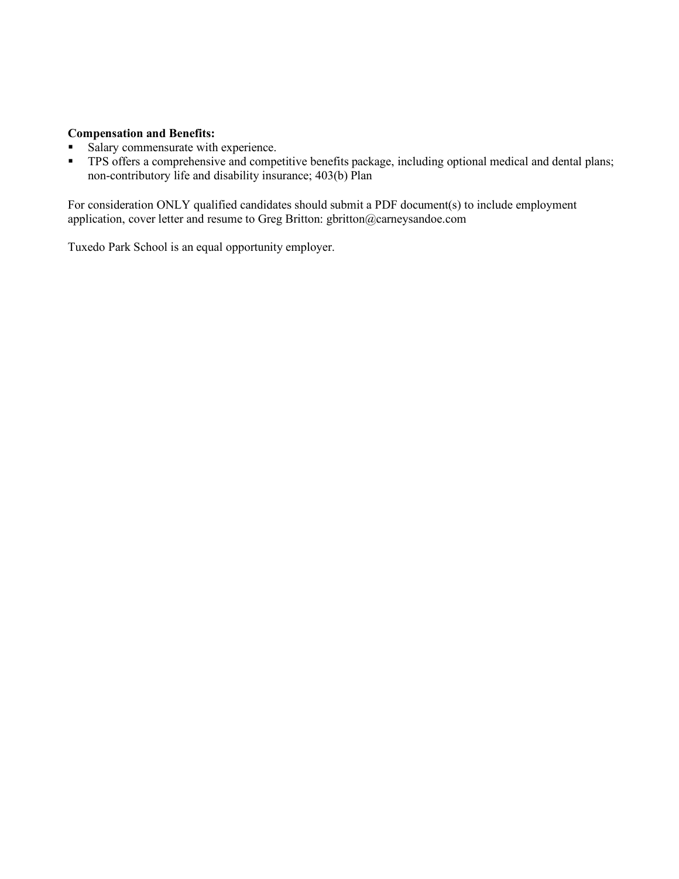**Compensation and Benefits:**

- Salary commensurate with experience.
- TPS offers a comprehensive and competitive benefits package, including optional medical and dental plans; non-contributory life and disability insurance; 403(b) Plan

For consideration ONLY qualified candidates should submit a PDF document(s) to include employment application, cover letter and resume to Greg Britton: gbritton@carneysandoe.com

Tuxedo Park School is an equal opportunity employer.